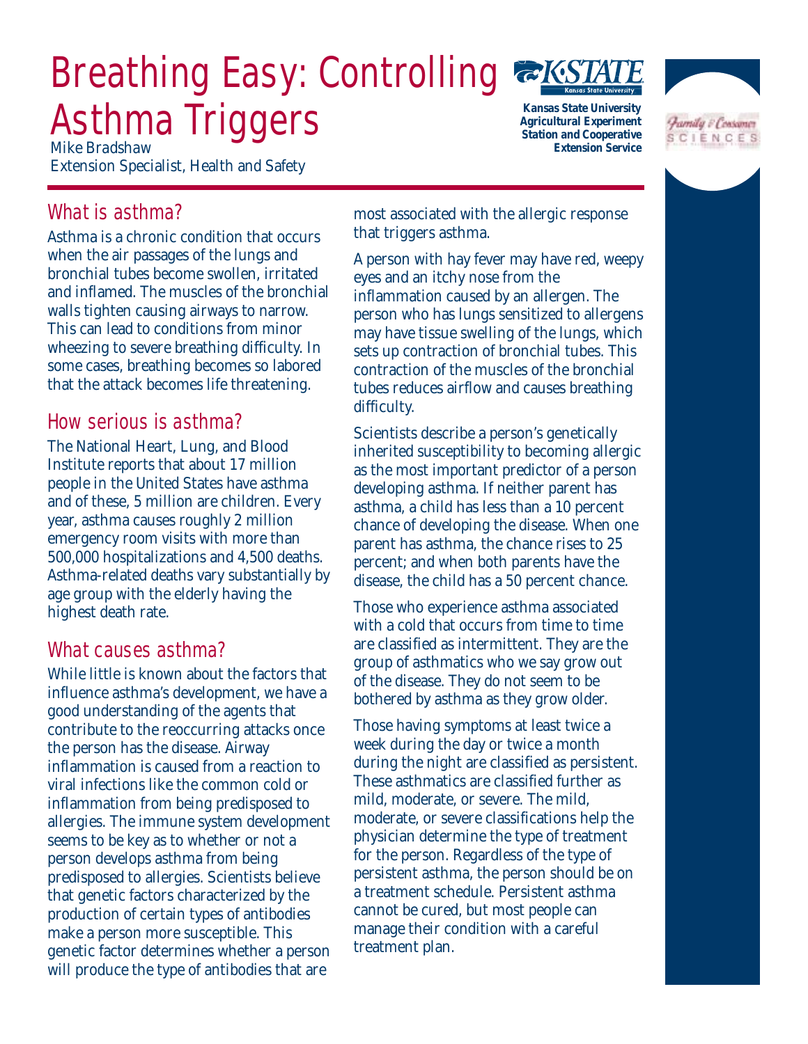# Breathing Easy: Controlling Asthma Triggers

Mike Bradshaw
Extension Specialist, Health and Safety

Kansas State University
Agricultural Experiment Station and Cooperative Extension Service

## What is asthma?

Asthma is a chronic condition that occurs when the air passages of the lungs and bronchial tubes become swollen, irritated and inflamed. The muscles of the bronchial walls tighten causing airways to narrow. This can lead to conditions from minor wheezing to severe breathing difficulty. In some cases, breathing becomes so labored that the attack becomes life threatening.

## How serious is asthma?

The National Heart, Lung, and Blood Institute reports that about 17 million people in the United States have asthma and of these, 5 million are children. Every year, asthma causes roughly 2 million emergency room visits with more than 500,000 hospitalizations and 4,500 deaths. Asthma-related deaths vary substantially by age group with the elderly having the highest death rate.

## What causes asthma?

While little is known about the factors that influence asthma's development, we have a good understanding of the agents that contribute to the reoccurring attacks once the person has the disease. Airway inflammation is caused from a reaction to viral infections like the common cold or inflammation from being predisposed to allergies. The immune system development seems to be key as to whether or not a person develops asthma from being predisposed to allergies. Scientists believe that genetic factors characterized by the production of certain types of antibodies make a person more susceptible. This genetic factor determines whether a person will produce the type of antibodies that are most associated with the allergic response that triggers asthma.

A person with hay fever may have red, weepy eyes and an itchy nose from the inflammation caused by an allergen. The person who has lungs sensitized to allergens may have tissue swelling of the lungs, which sets up contraction of bronchial tubes. This contraction of the muscles of the bronchial tubes reduces airflow and causes breathing difficulty.

Scientists describe a person's genetically inherited susceptibility to becoming allergic as the most important predictor of a person developing asthma. If neither parent has asthma, a child has less than a 10 percent chance of developing the disease. When one parent has asthma, the chance rises to 25 percent; and when both parents have the disease, the child has a 50 percent chance.

Those who experience asthma associated with a cold that occurs from time to time are classified as intermittent. They are the group of asthmatics who we say grow out of the disease. They do not seem to be bothered by asthma as they grow older.

Those having symptoms at least twice a week during the day or twice a month during the night are classified as persistent. These asthmatics are classified further as mild, moderate, or severe. The mild, moderate, or severe classifications help the physician determine the type of treatment for the person. Regardless of the type of persistent asthma, the person should be on a treatment schedule. Persistent asthma cannot be cured, but most people can manage their condition with a careful treatment plan.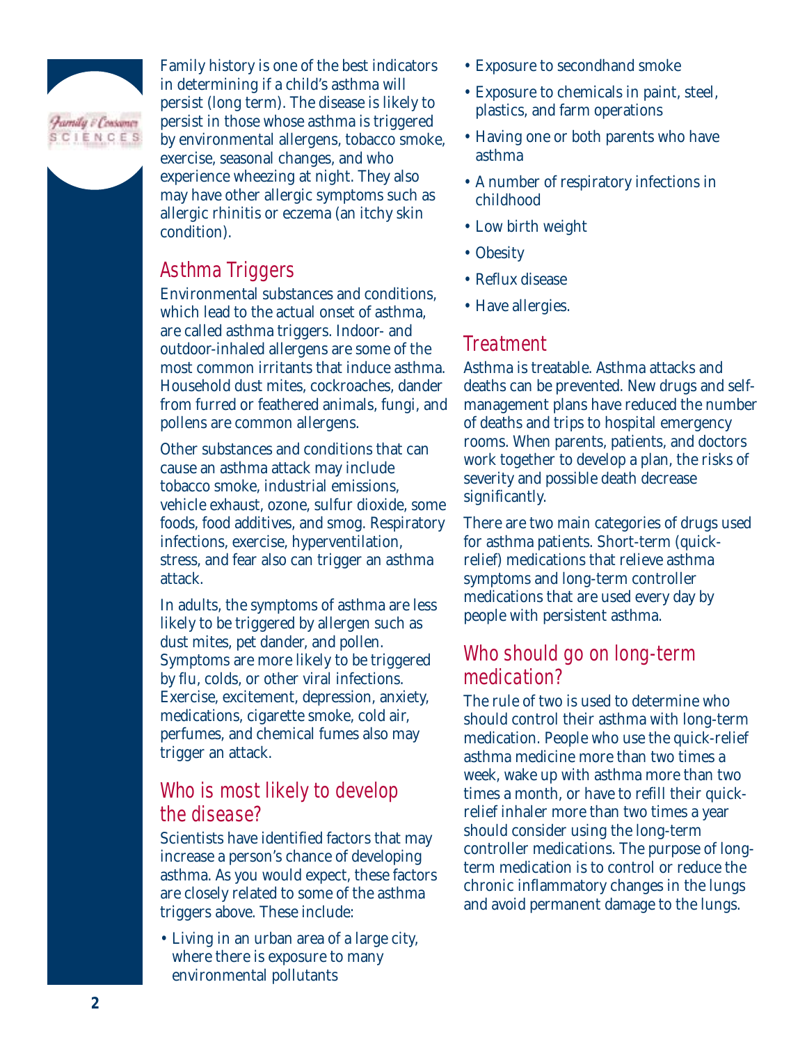Family history is one of the best indicators in determining if a child's asthma will persist (long term). The disease is likely to persist in those whose asthma is triggered by environmental allergens, tobacco smoke, exercise, seasonal changes, and who experience wheezing at night. They also may have other allergic symptoms such as allergic rhinitis or eczema (an itchy skin condition).

## Asthma Triggers

Environmental substances and conditions, which lead to the actual onset of asthma, are called asthma triggers. Indoor- and outdoor-inhaled allergens are some of the most common irritants that induce asthma. Household dust mites, cockroaches, dander from furred or feathered animals, fungi, and pollens are common allergens.

Other substances and conditions that can cause an asthma attack may include tobacco smoke, industrial emissions, vehicle exhaust, ozone, sulfur dioxide, some foods, food additives, and smog. Respiratory infections, exercise, hyperventilation, stress, and fear also can trigger an asthma attack.

In adults, the symptoms of asthma are less likely to be triggered by allergen such as dust mites, pet dander, and pollen. Symptoms are more likely to be triggered by flu, colds, or other viral infections. Exercise, excitement, depression, anxiety, medications, cigarette smoke, cold air, perfumes, and chemical fumes also may trigger an attack.

## Who is most likely to develop the disease?

Scientists have identified factors that may increase a person's chance of developing asthma. As you would expect, these factors are closely related to some of the asthma triggers above. These include:

- Living in an urban area of a large city, where there is exposure to many environmental pollutants
- Exposure to secondhand smoke
- Exposure to chemicals in paint, steel, plastics, and farm operations
- Having one or both parents who have asthma
- A number of respiratory infections in childhood
- Low birth weight
- Obesity
- Reflux disease
- Have allergies.

## Treatment

Asthma is treatable. Asthma attacks and deaths can be prevented. New drugs and self-management plans have reduced the number of deaths and trips to hospital emergency rooms. When parents, patients, and doctors work together to develop a plan, the risks of severity and possible death decrease significantly.

There are two main categories of drugs used for asthma patients. Short-term (quick-relief) medications that relieve asthma symptoms and long-term controller medications that are used every day by people with persistent asthma.

## Who should go on long-term medication?

The rule of two is used to determine who should control their asthma with long-term medication. People who use the quick-relief asthma medicine more than two times a week, wake up with asthma more than two times a month, or have to refill their quick-relief inhaler more than two times a year should consider using the long-term controller medications. The purpose of long-term medication is to control or reduce the chronic inflammatory changes in the lungs and avoid permanent damage to the lungs.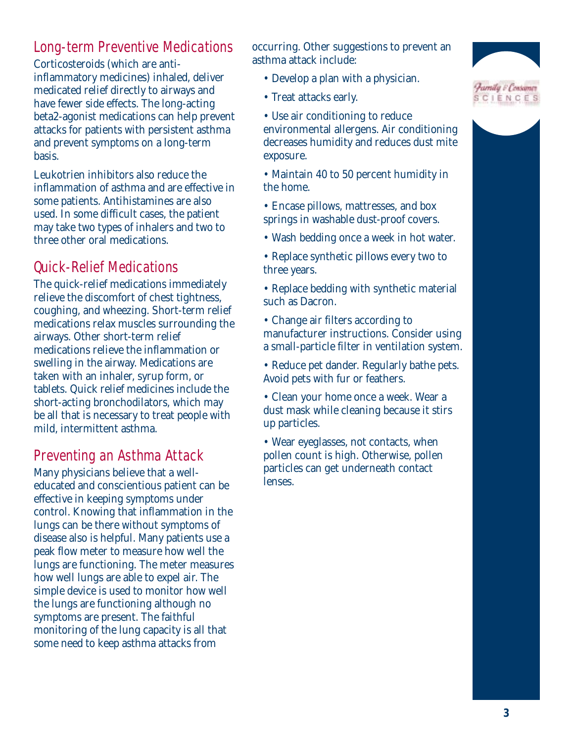## Long-term Preventive Medications

Corticosteroids (which are anti-inflammatory medicines) inhaled, deliver medicated relief directly to airways and have fewer side effects. The long-acting beta2-agonist medications can help prevent attacks for patients with persistent asthma and prevent symptoms on a long-term basis.

Leukotrien inhibitors also reduce the inflammation of asthma and are effective in some patients. Antihistamines are also used. In some difficult cases, the patient may take two types of inhalers and two to three other oral medications.

## Quick-Relief Medications

The quick-relief medications immediately relieve the discomfort of chest tightness, coughing, and wheezing. Short-term relief medications relax muscles surrounding the airways. Other short-term relief medications relieve the inflammation or swelling in the airway. Medications are taken with an inhaler, syrup form, or tablets. Quick relief medicines include the short-acting bronchodilators, which may be all that is necessary to treat people with mild, intermittent asthma.

## Preventing an Asthma Attack

Many physicians believe that a well-educated and conscientious patient can be effective in keeping symptoms under control. Knowing that inflammation in the lungs can be there without symptoms of disease also is helpful. Many patients use a peak flow meter to measure how well the lungs are functioning. The meter measures how well lungs are able to expel air. The simple device is used to monitor how well the lungs are functioning although no symptoms are present. The faithful monitoring of the lung capacity is all that some need to keep asthma attacks from occurring. Other suggestions to prevent an asthma attack include:

- Develop a plan with a physician.
- Treat attacks early.
- Use air conditioning to reduce environmental allergens. Air conditioning decreases humidity and reduces dust mite exposure.
- Maintain 40 to 50 percent humidity in the home.
- Encase pillows, mattresses, and box springs in washable dust-proof covers.
- Wash bedding once a week in hot water.
- Replace synthetic pillows every two to three years.
- Replace bedding with synthetic material such as Dacron.
- Change air filters according to manufacturer instructions. Consider using a small-particle filter in ventilation system.
- Reduce pet dander. Regularly bathe pets. Avoid pets with fur or feathers.
- Clean your home once a week. Wear a dust mask while cleaning because it stirs up particles.
- Wear eyeglasses, not contacts, when pollen count is high. Otherwise, pollen particles can get underneath contact lenses.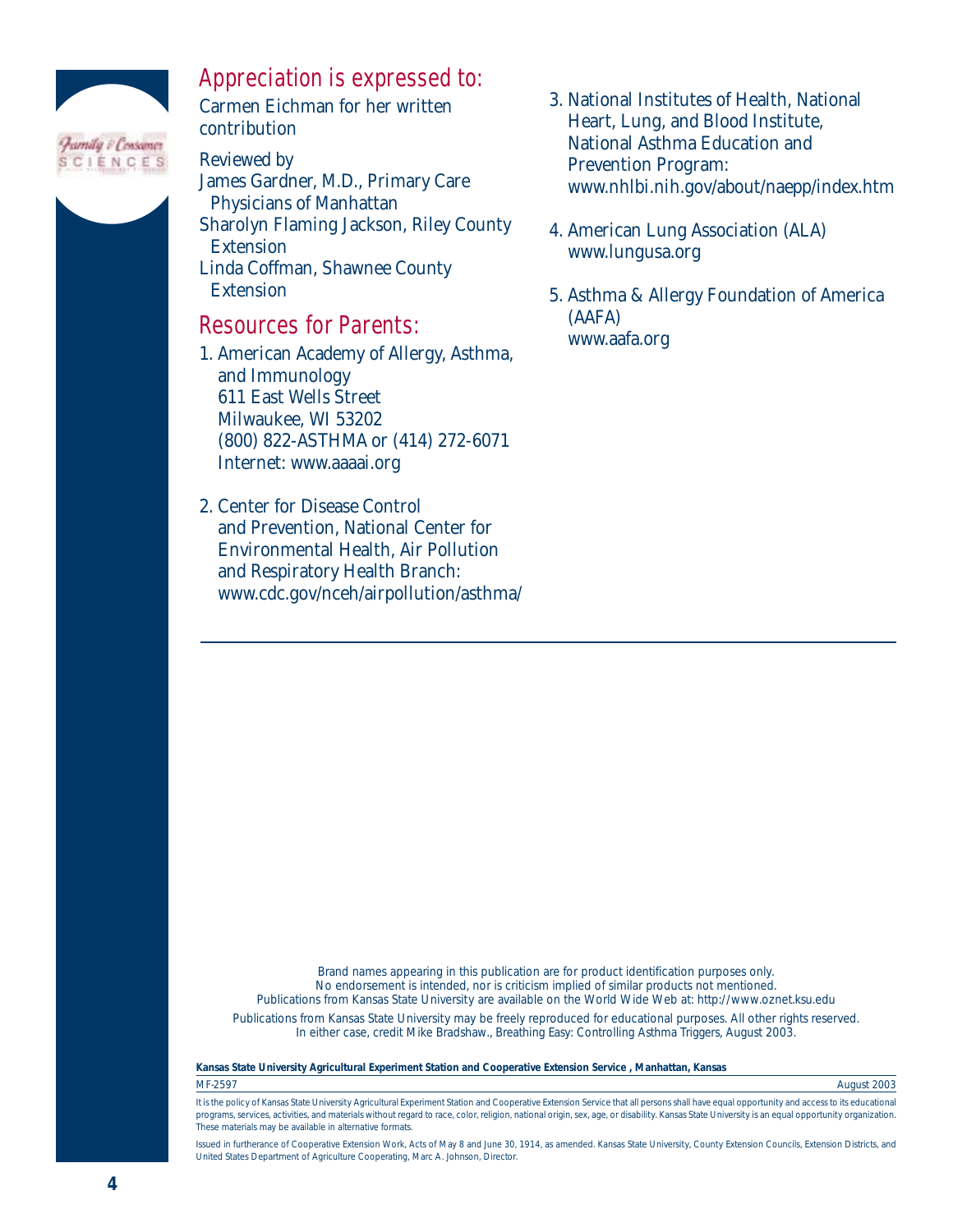## Appreciation is expressed to:

Carmen Eichman for her written contribution

Reviewed by
James Gardner, M.D., Primary Care Physicians of Manhattan
Sharolyn Flaming Jackson, Riley County Extension
Linda Coffman, Shawnee County Extension

## Resources for Parents:

1. American Academy of Allergy, Asthma, and Immunology
   611 East Wells Street
   Milwaukee, WI 53202
   (800) 822-ASTHMA or (414) 272-6071
   Internet: www.aaaai.org

2. Center for Disease Control and Prevention, National Center for Environmental Health, Air Pollution and Respiratory Health Branch:
   www.cdc.gov/nceh/airpollution/asthma/

3. National Institutes of Health, National Heart, Lung, and Blood Institute, National Asthma Education and Prevention Program:
   www.nhlbi.nih.gov/about/naepp/index.htm

4. American Lung Association (ALA)
   www.lungusa.org

5. Asthma & Allergy Foundation of America (AAFA)
   www.aafa.org

---

*Brand names appearing in this publication are for product identification purposes only. No endorsement is intended, nor is criticism implied of similar products not mentioned.*
*Publications from Kansas State University are available on the World Wide Web at: http://www.oznet.ksu.edu*

*Publications from Kansas State University may be freely reproduced for educational purposes. All other rights reserved. In either case, credit Mike Bradshaw., Breathing Easy: Controlling Asthma Triggers, August 2003.*

**Kansas State University Agricultural Experiment Station and Cooperative Extension Service , Manhattan, Kansas**

MF-2597 August 2003

It is the policy of Kansas State University Agricultural Experiment Station and Cooperative Extension Service that all persons shall have equal opportunity and access to its educational programs, services, activities, and materials without regard to race, color, religion, national origin, sex, age, or disability. Kansas State University is an equal opportunity organization. These materials may be available in alternative formats.

Issued in furtherance of Cooperative Extension Work, Acts of May 8 and June 30, 1914, as amended. Kansas State University, County Extension Councils, Extension Districts, and United States Department of Agriculture Cooperating, Marc A. Johnson, Director.